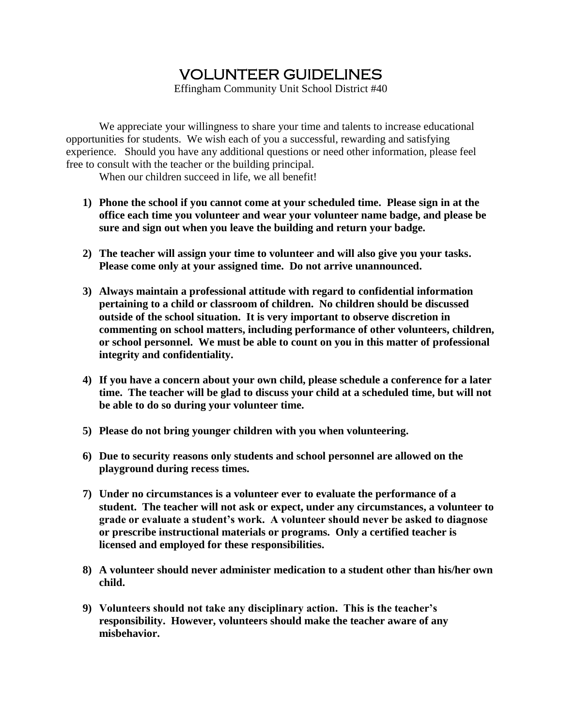# VOLUNTEER GUIDELINES

Effingham Community Unit School District #40

We appreciate your willingness to share your time and talents to increase educational opportunities for students. We wish each of you a successful, rewarding and satisfying experience. Should you have any additional questions or need other information, please feel free to consult with the teacher or the building principal.

When our children succeed in life, we all benefit!

1) **Phone the school if you cannot come at your scheduled time. Please sign in at the office each time you volunteer and wear your volunteer name badge, and please be sure and sign out when you leave the building and return your badge.**

2) **The teacher will assign your time to volunteer and will also give you your tasks. Please come only at your assigned time. Do not arrive unannounced.**

3) **Always maintain a professional attitude with regard to confidential information pertaining to a child or classroom of children. No children should be discussed outside of the school situation. It is very important to observe discretion in commenting on school matters, including performance of other volunteers, children, or school personnel. We must be able to count on you in this matter of professional integrity and confidentiality.**

4) **If you have a concern about your own child, please schedule a conference for a later time. The teacher will be glad to discuss your child at a scheduled time, but will not be able to do so during your volunteer time.**

5) **Please do not bring younger children with you when volunteering.**

6) **Due to security reasons only students and school personnel are allowed on the playground during recess times.**

7) **Under no circumstances is a volunteer ever to evaluate the performance of a student. The teacher will not ask or expect, under any circumstances, a volunteer to grade or evaluate a student's work. A volunteer should never be asked to diagnose or prescribe instructional materials or programs. Only a certified teacher is licensed and employed for these responsibilities.**

8) **A volunteer should never administer medication to a student other than his/her own child.**

9) **Volunteers should not take any disciplinary action. This is the teacher's responsibility. However, volunteers should make the teacher aware of any misbehavior.**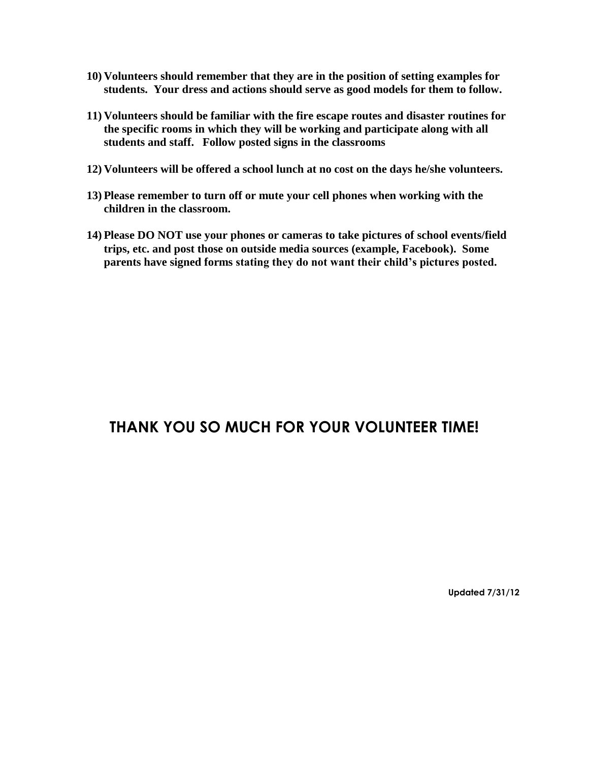10) **Volunteers should remember that they are in the position of setting examples for students. Your dress and actions should serve as good models for them to follow.**

11) **Volunteers should be familiar with the fire escape routes and disaster routines for the specific rooms in which they will be working and participate along with all students and staff. Follow posted signs in the classrooms**

12) **Volunteers will be offered a school lunch at no cost on the days he/she volunteers.**

13) **Please remember to turn off or mute your cell phones when working with the children in the classroom.**

14) **Please DO NOT use your phones or cameras to take pictures of school events/field trips, etc. and post those on outside media sources (example, Facebook). Some parents have signed forms stating they do not want their child's pictures posted.**

## THANK YOU SO MUCH FOR YOUR VOLUNTEER TIME!

**Updated 7/31/12**